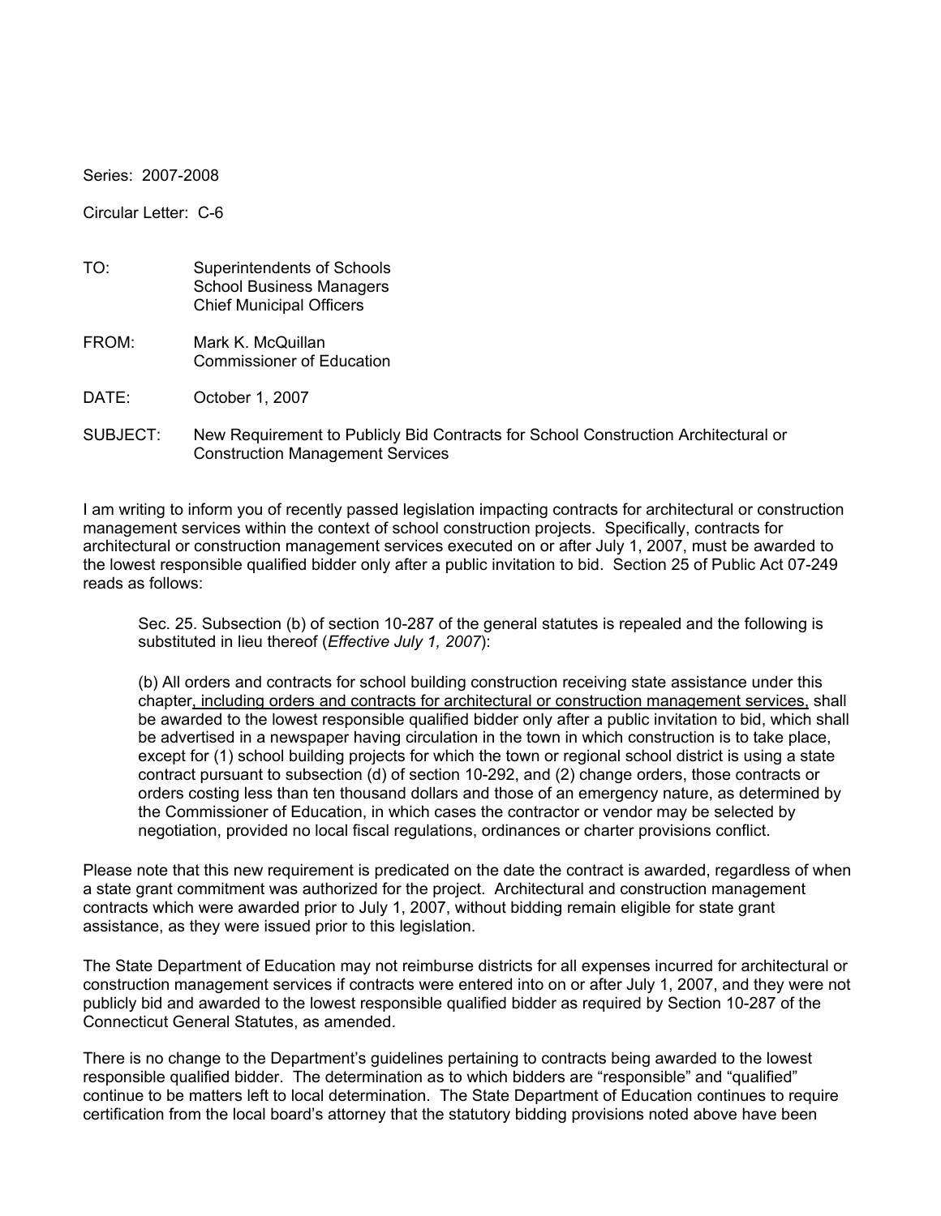Series: 2007-2008

Circular Letter: C-6

TO: Superintendents of Schools
School Business Managers
Chief Municipal Officers

FROM: Mark K. McQuillan
Commissioner of Education

DATE: October 1, 2007

SUBJECT: New Requirement to Publicly Bid Contracts for School Construction Architectural or Construction Management Services

I am writing to inform you of recently passed legislation impacting contracts for architectural or construction management services within the context of school construction projects. Specifically, contracts for architectural or construction management services executed on or after July 1, 2007, must be awarded to the lowest responsible qualified bidder only after a public invitation to bid. Section 25 of Public Act 07-249 reads as follows:

> Sec. 25. Subsection (b) of section 10-287 of the general statutes is repealed and the following is substituted in lieu thereof (*Effective July 1, 2007*):
>
> (b) All orders and contracts for school building construction receiving state assistance under this chapter<u>, including orders and contracts for architectural or construction management services,</u> shall be awarded to the lowest responsible qualified bidder only after a public invitation to bid, which shall be advertised in a newspaper having circulation in the town in which construction is to take place, except for (1) school building projects for which the town or regional school district is using a state contract pursuant to subsection (d) of section 10-292, and (2) change orders, those contracts or orders costing less than ten thousand dollars and those of an emergency nature, as determined by the Commissioner of Education, in which cases the contractor or vendor may be selected by negotiation, provided no local fiscal regulations, ordinances or charter provisions conflict.

Please note that this new requirement is predicated on the date the contract is awarded, regardless of when a state grant commitment was authorized for the project. Architectural and construction management contracts which were awarded prior to July 1, 2007, without bidding remain eligible for state grant assistance, as they were issued prior to this legislation.

The State Department of Education may not reimburse districts for all expenses incurred for architectural or construction management services if contracts were entered into on or after July 1, 2007, and they were not publicly bid and awarded to the lowest responsible qualified bidder as required by Section 10-287 of the Connecticut General Statutes, as amended.

There is no change to the Department's guidelines pertaining to contracts being awarded to the lowest responsible qualified bidder. The determination as to which bidders are "responsible" and "qualified" continue to be matters left to local determination. The State Department of Education continues to require certification from the local board's attorney that the statutory bidding provisions noted above have been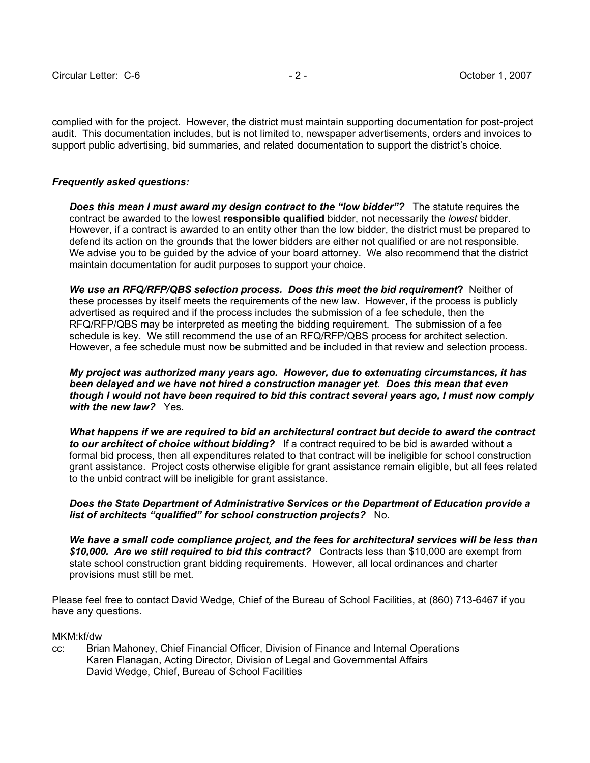complied with for the project. However, the district must maintain supporting documentation for post-project audit. This documentation includes, but is not limited to, newspaper advertisements, orders and invoices to support public advertising, bid summaries, and related documentation to support the district's choice.

***Frequently asked questions:***

***Does this mean I must award my design contract to the "low bidder"?*** The statute requires the contract be awarded to the lowest **responsible qualified** bidder, not necessarily the *lowest* bidder. However, if a contract is awarded to an entity other than the low bidder, the district must be prepared to defend its action on the grounds that the lower bidders are either not qualified or are not responsible. We advise you to be guided by the advice of your board attorney. We also recommend that the district maintain documentation for audit purposes to support your choice.

***We use an RFQ/RFP/QBS selection process. Does this meet the bid requirement*?** Neither of these processes by itself meets the requirements of the new law. However, if the process is publicly advertised as required and if the process includes the submission of a fee schedule, then the RFQ/RFP/QBS may be interpreted as meeting the bidding requirement. The submission of a fee schedule is key. We still recommend the use of an RFQ/RFP/QBS process for architect selection. However, a fee schedule must now be submitted and be included in that review and selection process.

***My project was authorized many years ago. However, due to extenuating circumstances, it has been delayed and we have not hired a construction manager yet. Does this mean that even though I would not have been required to bid this contract several years ago, I must now comply with the new law?*** Yes.

***What happens if we are required to bid an architectural contract but decide to award the contract to our architect of choice without bidding?*** If a contract required to be bid is awarded without a formal bid process, then all expenditures related to that contract will be ineligible for school construction grant assistance. Project costs otherwise eligible for grant assistance remain eligible, but all fees related to the unbid contract will be ineligible for grant assistance.

***Does the State Department of Administrative Services or the Department of Education provide a list of architects "qualified" for school construction projects?*** No.

***We have a small code compliance project, and the fees for architectural services will be less than $10,000. Are we still required to bid this contract?*** Contracts less than $10,000 are exempt from state school construction grant bidding requirements. However, all local ordinances and charter provisions must still be met.

Please feel free to contact David Wedge, Chief of the Bureau of School Facilities, at (860) 713-6467 if you have any questions.

MKM:kf/dw

cc: Brian Mahoney, Chief Financial Officer, Division of Finance and Internal Operations
Karen Flanagan, Acting Director, Division of Legal and Governmental Affairs
David Wedge, Chief, Bureau of School Facilities